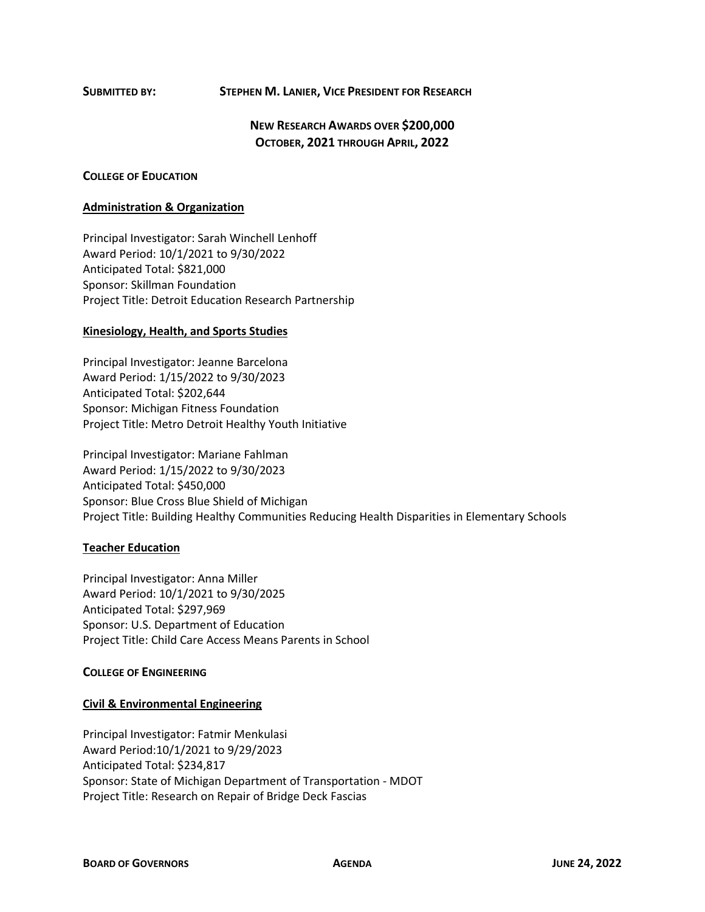**SUBMITTED BY: STEPHEN M. LANIER, VICE PRESIDENT FOR RESEARCH**

## NEW RESEARCH AWARDS OVER $200,000
## OCTOBER, 2021 THROUGH APRIL, 2022

### COLLEGE OF EDUCATION

#### Administration & Organization

Principal Investigator: Sarah Winchell Lenhoff
Award Period: 10/1/2021 to 9/30/2022
Anticipated Total: $821,000
Sponsor: Skillman Foundation
Project Title: Detroit Education Research Partnership

#### Kinesiology, Health, and Sports Studies

Principal Investigator: Jeanne Barcelona
Award Period: 1/15/2022 to 9/30/2023
Anticipated Total: $202,644
Sponsor: Michigan Fitness Foundation
Project Title: Metro Detroit Healthy Youth Initiative

Principal Investigator: Mariane Fahlman
Award Period: 1/15/2022 to 9/30/2023
Anticipated Total: $450,000
Sponsor: Blue Cross Blue Shield of Michigan
Project Title: Building Healthy Communities Reducing Health Disparities in Elementary Schools

#### Teacher Education

Principal Investigator: Anna Miller
Award Period: 10/1/2021 to 9/30/2025
Anticipated Total: $297,969
Sponsor: U.S. Department of Education
Project Title: Child Care Access Means Parents in School

### COLLEGE OF ENGINEERING

#### Civil & Environmental Engineering

Principal Investigator: Fatmir Menkulasi
Award Period:10/1/2021 to 9/29/2023
Anticipated Total: $234,817
Sponsor: State of Michigan Department of Transportation - MDOT
Project Title: Research on Repair of Bridge Deck Fascias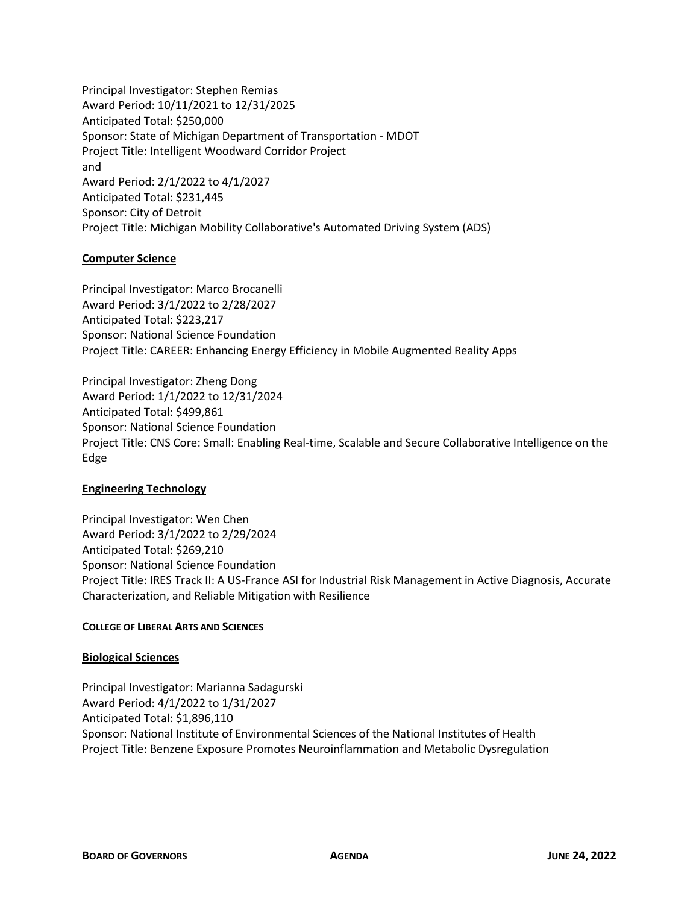Principal Investigator: Stephen Remias
Award Period: 10/11/2021 to 12/31/2025
Anticipated Total: $250,000
Sponsor: State of Michigan Department of Transportation - MDOT
Project Title: Intelligent Woodward Corridor Project
and
Award Period: 2/1/2022 to 4/1/2027
Anticipated Total: $231,445
Sponsor: City of Detroit
Project Title: Michigan Mobility Collaborative's Automated Driving System (ADS)

**Computer Science**

Principal Investigator: Marco Brocanelli
Award Period: 3/1/2022 to 2/28/2027
Anticipated Total: $223,217
Sponsor: National Science Foundation
Project Title: CAREER: Enhancing Energy Efficiency in Mobile Augmented Reality Apps

Principal Investigator: Zheng Dong
Award Period: 1/1/2022 to 12/31/2024
Anticipated Total: $499,861
Sponsor: National Science Foundation
Project Title: CNS Core: Small: Enabling Real-time, Scalable and Secure Collaborative Intelligence on the Edge

**Engineering Technology**

Principal Investigator: Wen Chen
Award Period: 3/1/2022 to 2/29/2024
Anticipated Total: $269,210
Sponsor: National Science Foundation
Project Title: IRES Track II: A US-France ASI for Industrial Risk Management in Active Diagnosis, Accurate Characterization, and Reliable Mitigation with Resilience

**COLLEGE OF LIBERAL ARTS AND SCIENCES**

**Biological Sciences**

Principal Investigator: Marianna Sadagurski
Award Period: 4/1/2022 to 1/31/2027
Anticipated Total: $1,896,110
Sponsor: National Institute of Environmental Sciences of the National Institutes of Health
Project Title: Benzene Exposure Promotes Neuroinflammation and Metabolic Dysregulation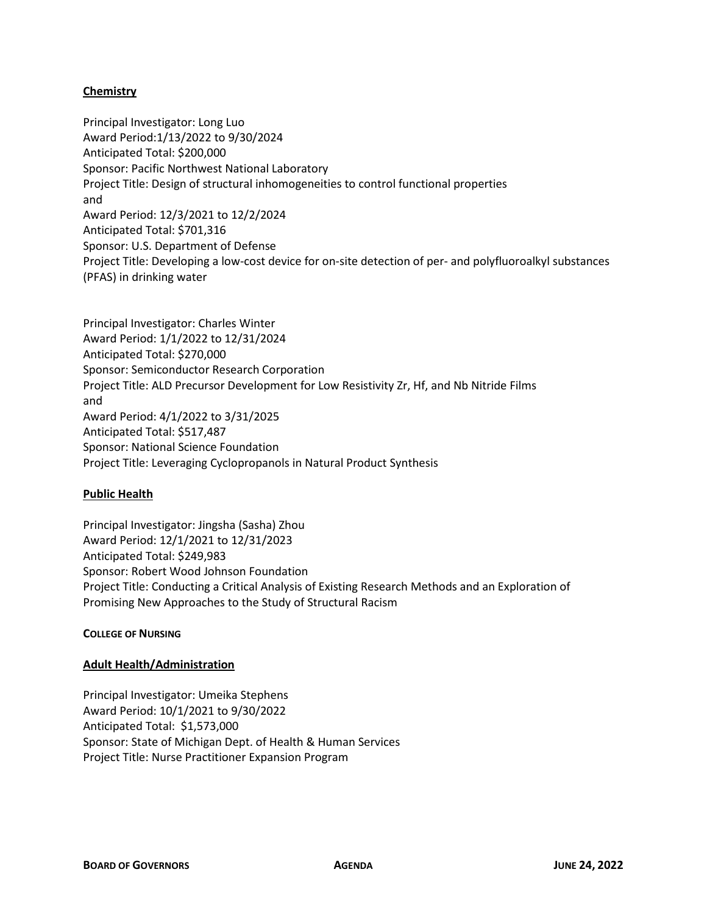**Chemistry**

Principal Investigator: Long Luo
Award Period:1/13/2022 to 9/30/2024
Anticipated Total: $200,000
Sponsor: Pacific Northwest National Laboratory
Project Title: Design of structural inhomogeneities to control functional properties
and
Award Period: 12/3/2021 to 12/2/2024
Anticipated Total: $701,316
Sponsor: U.S. Department of Defense
Project Title: Developing a low-cost device for on-site detection of per- and polyfluoroalkyl substances (PFAS) in drinking water

Principal Investigator: Charles Winter
Award Period: 1/1/2022 to 12/31/2024
Anticipated Total: $270,000
Sponsor: Semiconductor Research Corporation
Project Title: ALD Precursor Development for Low Resistivity Zr, Hf, and Nb Nitride Films
and
Award Period: 4/1/2022 to 3/31/2025
Anticipated Total: $517,487
Sponsor: National Science Foundation
Project Title: Leveraging Cyclopropanols in Natural Product Synthesis

**Public Health**

Principal Investigator: Jingsha (Sasha) Zhou
Award Period: 12/1/2021 to 12/31/2023
Anticipated Total: $249,983
Sponsor: Robert Wood Johnson Foundation
Project Title: Conducting a Critical Analysis of Existing Research Methods and an Exploration of Promising New Approaches to the Study of Structural Racism

**COLLEGE OF NURSING**

**Adult Health/Administration**

Principal Investigator: Umeika Stephens
Award Period: 10/1/2021 to 9/30/2022
Anticipated Total: $1,573,000
Sponsor: State of Michigan Dept. of Health & Human Services
Project Title: Nurse Practitioner Expansion Program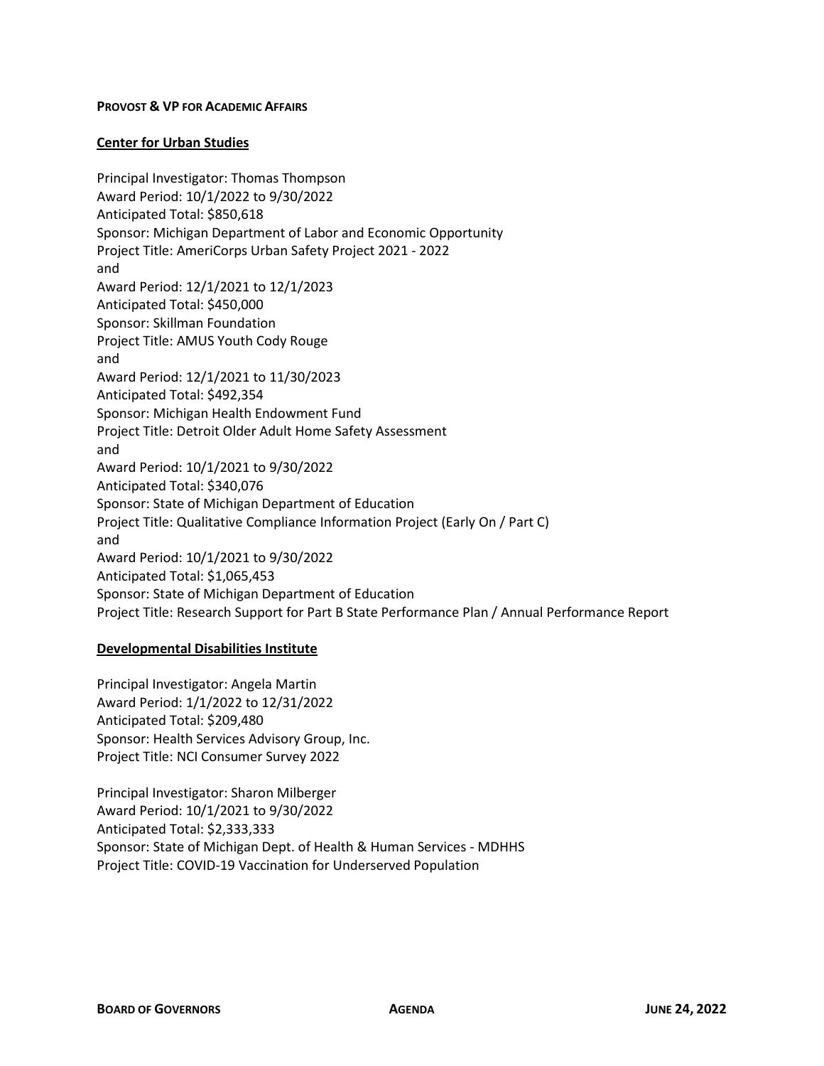**PROVOST & VP FOR ACADEMIC AFFAIRS**

**Center for Urban Studies**

Principal Investigator: Thomas Thompson
Award Period: 10/1/2022 to 9/30/2022
Anticipated Total: $850,618
Sponsor: Michigan Department of Labor and Economic Opportunity
Project Title: AmeriCorps Urban Safety Project 2021 - 2022
and
Award Period: 12/1/2021 to 12/1/2023
Anticipated Total: $450,000
Sponsor: Skillman Foundation
Project Title: AMUS Youth Cody Rouge
and
Award Period: 12/1/2021 to 11/30/2023
Anticipated Total: $492,354
Sponsor: Michigan Health Endowment Fund
Project Title: Detroit Older Adult Home Safety Assessment
and
Award Period: 10/1/2021 to 9/30/2022
Anticipated Total: $340,076
Sponsor: State of Michigan Department of Education
Project Title: Qualitative Compliance Information Project (Early On / Part C)
and
Award Period: 10/1/2021 to 9/30/2022
Anticipated Total: $1,065,453
Sponsor: State of Michigan Department of Education
Project Title: Research Support for Part B State Performance Plan / Annual Performance Report

**Developmental Disabilities Institute**

Principal Investigator: Angela Martin
Award Period: 1/1/2022 to 12/31/2022
Anticipated Total: $209,480
Sponsor: Health Services Advisory Group, Inc.
Project Title: NCI Consumer Survey 2022

Principal Investigator: Sharon Milberger
Award Period: 10/1/2021 to 9/30/2022
Anticipated Total: $2,333,333
Sponsor: State of Michigan Dept. of Health & Human Services - MDHHS
Project Title: COVID-19 Vaccination for Underserved Population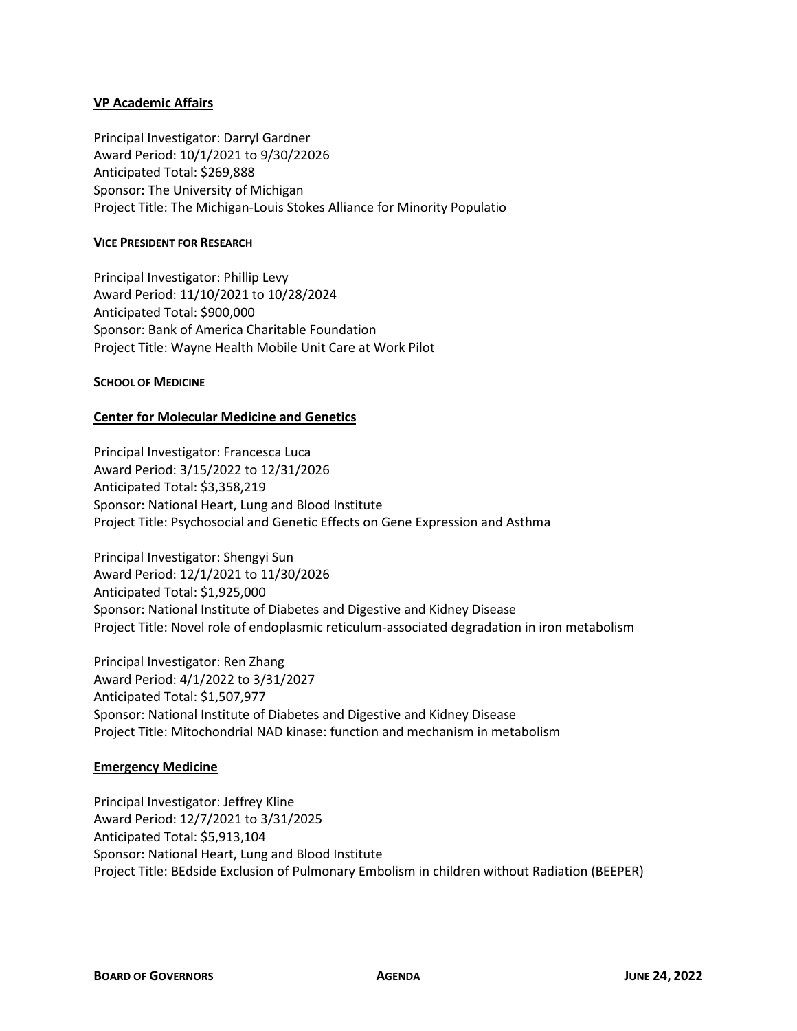**VP Academic Affairs**

Principal Investigator: Darryl Gardner
Award Period: 10/1/2021 to 9/30/22026
Anticipated Total: $269,888
Sponsor: The University of Michigan
Project Title: The Michigan-Louis Stokes Alliance for Minority Populatio

**VICE PRESIDENT FOR RESEARCH**

Principal Investigator: Phillip Levy
Award Period: 11/10/2021 to 10/28/2024
Anticipated Total: $900,000
Sponsor: Bank of America Charitable Foundation
Project Title: Wayne Health Mobile Unit Care at Work Pilot

**SCHOOL OF MEDICINE**

**Center for Molecular Medicine and Genetics**

Principal Investigator: Francesca Luca
Award Period: 3/15/2022 to 12/31/2026
Anticipated Total: $3,358,219
Sponsor: National Heart, Lung and Blood Institute
Project Title: Psychosocial and Genetic Effects on Gene Expression and Asthma

Principal Investigator: Shengyi Sun
Award Period: 12/1/2021 to 11/30/2026
Anticipated Total: $1,925,000
Sponsor: National Institute of Diabetes and Digestive and Kidney Disease
Project Title: Novel role of endoplasmic reticulum-associated degradation in iron metabolism

Principal Investigator: Ren Zhang
Award Period: 4/1/2022 to 3/31/2027
Anticipated Total: $1,507,977
Sponsor: National Institute of Diabetes and Digestive and Kidney Disease
Project Title: Mitochondrial NAD kinase: function and mechanism in metabolism

**Emergency Medicine**

Principal Investigator: Jeffrey Kline
Award Period: 12/7/2021 to 3/31/2025
Anticipated Total: $5,913,104
Sponsor: National Heart, Lung and Blood Institute
Project Title: BEdside Exclusion of Pulmonary Embolism in children without Radiation (BEEPER)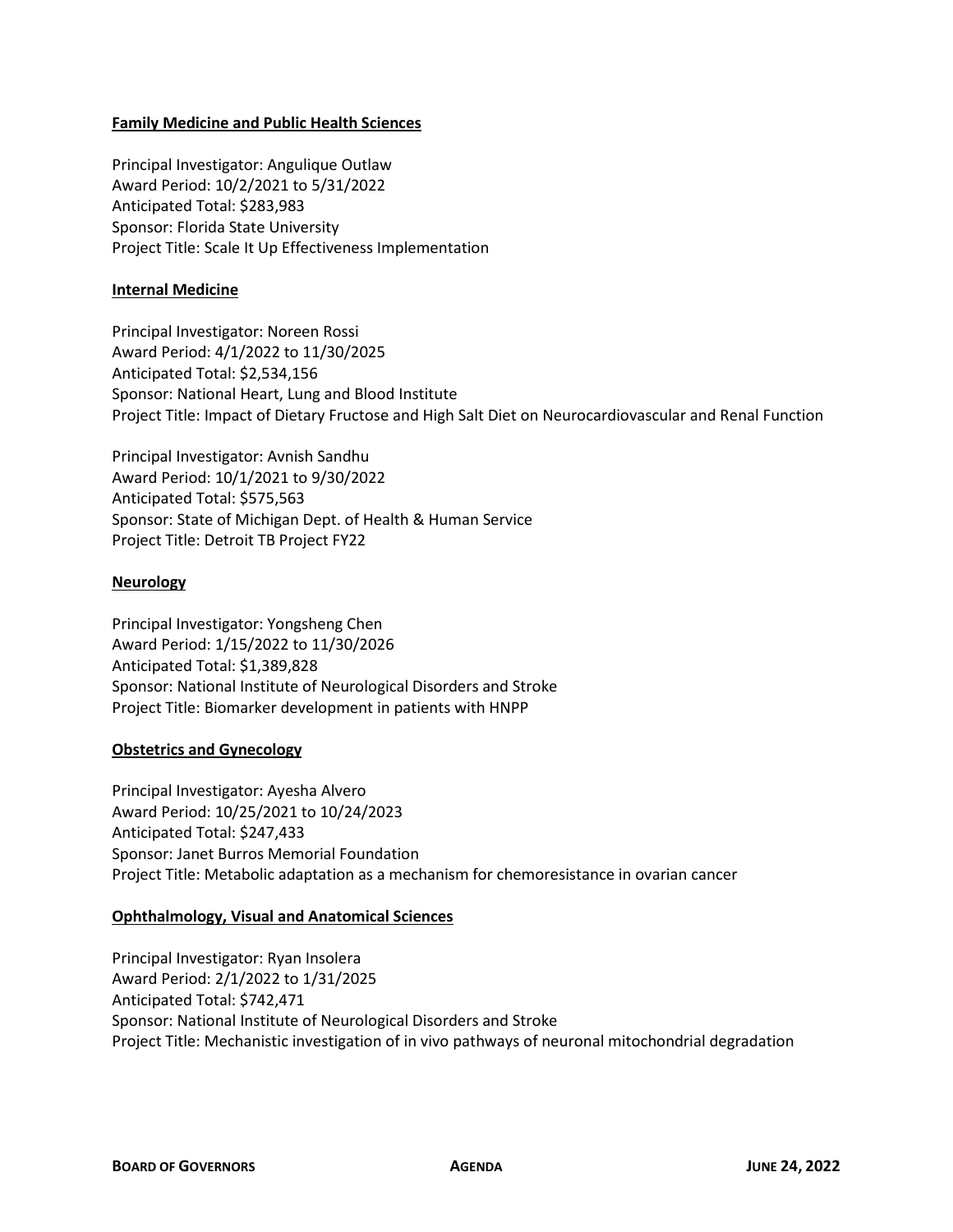**Family Medicine and Public Health Sciences**

Principal Investigator: Angulique Outlaw  
Award Period: 10/2/2021 to 5/31/2022  
Anticipated Total: $283,983  
Sponsor: Florida State University  
Project Title: Scale It Up Effectiveness Implementation

**Internal Medicine**

Principal Investigator: Noreen Rossi  
Award Period: 4/1/2022 to 11/30/2025  
Anticipated Total: $2,534,156  
Sponsor: National Heart, Lung and Blood Institute  
Project Title: Impact of Dietary Fructose and High Salt Diet on Neurocardiovascular and Renal Function

Principal Investigator: Avnish Sandhu  
Award Period: 10/1/2021 to 9/30/2022  
Anticipated Total: $575,563  
Sponsor: State of Michigan Dept. of Health & Human Service  
Project Title: Detroit TB Project FY22

**Neurology**

Principal Investigator: Yongsheng Chen  
Award Period: 1/15/2022 to 11/30/2026  
Anticipated Total: $1,389,828  
Sponsor: National Institute of Neurological Disorders and Stroke  
Project Title: Biomarker development in patients with HNPP

**Obstetrics and Gynecology**

Principal Investigator: Ayesha Alvero  
Award Period: 10/25/2021 to 10/24/2023  
Anticipated Total: $247,433  
Sponsor: Janet Burros Memorial Foundation  
Project Title: Metabolic adaptation as a mechanism for chemoresistance in ovarian cancer

**Ophthalmology, Visual and Anatomical Sciences**

Principal Investigator: Ryan Insolera  
Award Period: 2/1/2022 to 1/31/2025  
Anticipated Total: $742,471  
Sponsor: National Institute of Neurological Disorders and Stroke  
Project Title: Mechanistic investigation of in vivo pathways of neuronal mitochondrial degradation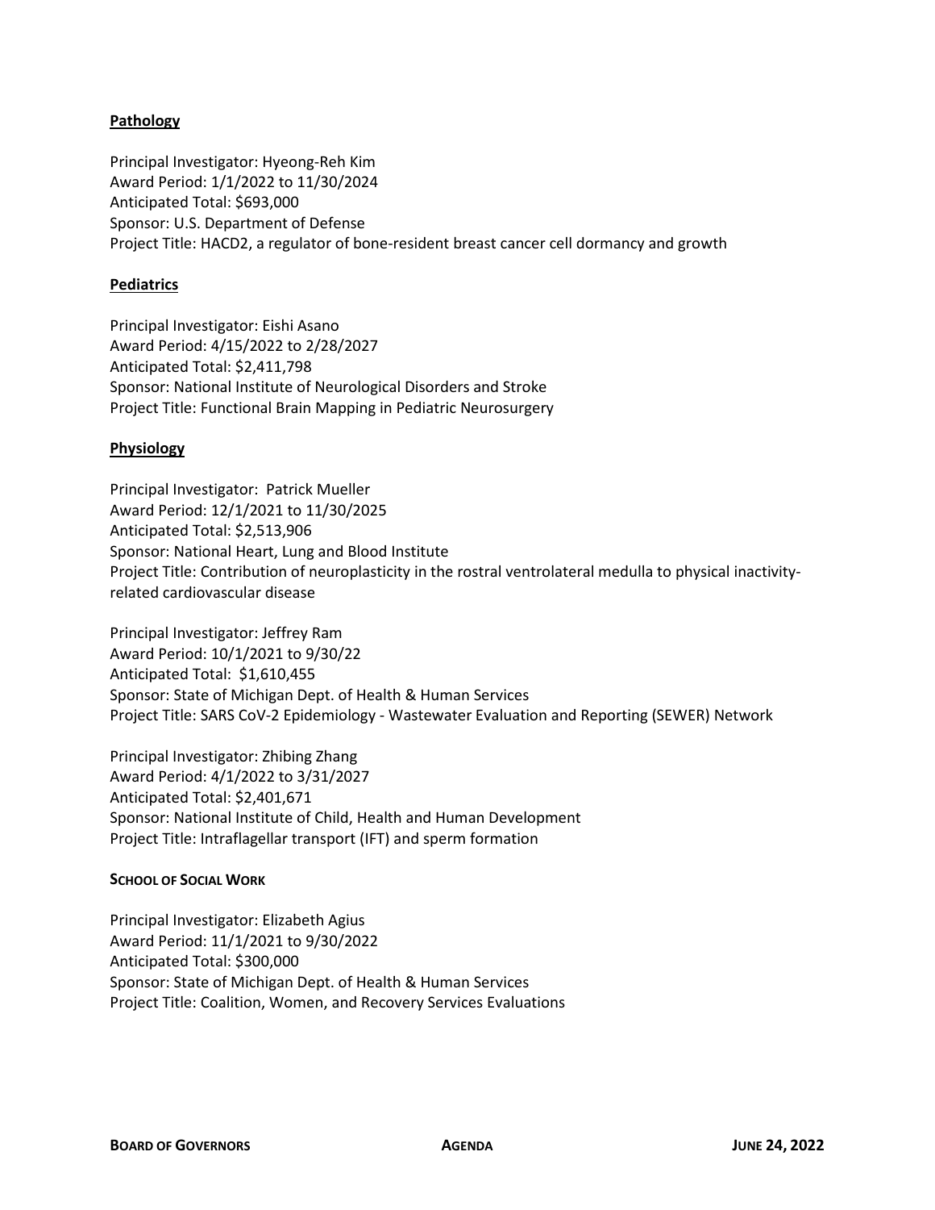**Pathology**

Principal Investigator: Hyeong-Reh Kim
Award Period: 1/1/2022 to 11/30/2024
Anticipated Total: $693,000
Sponsor: U.S. Department of Defense
Project Title: HACD2, a regulator of bone-resident breast cancer cell dormancy and growth

**Pediatrics**

Principal Investigator: Eishi Asano
Award Period: 4/15/2022 to 2/28/2027
Anticipated Total: $2,411,798
Sponsor: National Institute of Neurological Disorders and Stroke
Project Title: Functional Brain Mapping in Pediatric Neurosurgery

**Physiology**

Principal Investigator: Patrick Mueller
Award Period: 12/1/2021 to 11/30/2025
Anticipated Total: $2,513,906
Sponsor: National Heart, Lung and Blood Institute
Project Title: Contribution of neuroplasticity in the rostral ventrolateral medulla to physical inactivity-related cardiovascular disease

Principal Investigator: Jeffrey Ram
Award Period: 10/1/2021 to 9/30/22
Anticipated Total: $1,610,455
Sponsor: State of Michigan Dept. of Health & Human Services
Project Title: SARS CoV-2 Epidemiology - Wastewater Evaluation and Reporting (SEWER) Network

Principal Investigator: Zhibing Zhang
Award Period: 4/1/2022 to 3/31/2027
Anticipated Total: $2,401,671
Sponsor: National Institute of Child, Health and Human Development
Project Title: Intraflagellar transport (IFT) and sperm formation

**SCHOOL OF SOCIAL WORK**

Principal Investigator: Elizabeth Agius
Award Period: 11/1/2021 to 9/30/2022
Anticipated Total: $300,000
Sponsor: State of Michigan Dept. of Health & Human Services
Project Title: Coalition, Women, and Recovery Services Evaluations